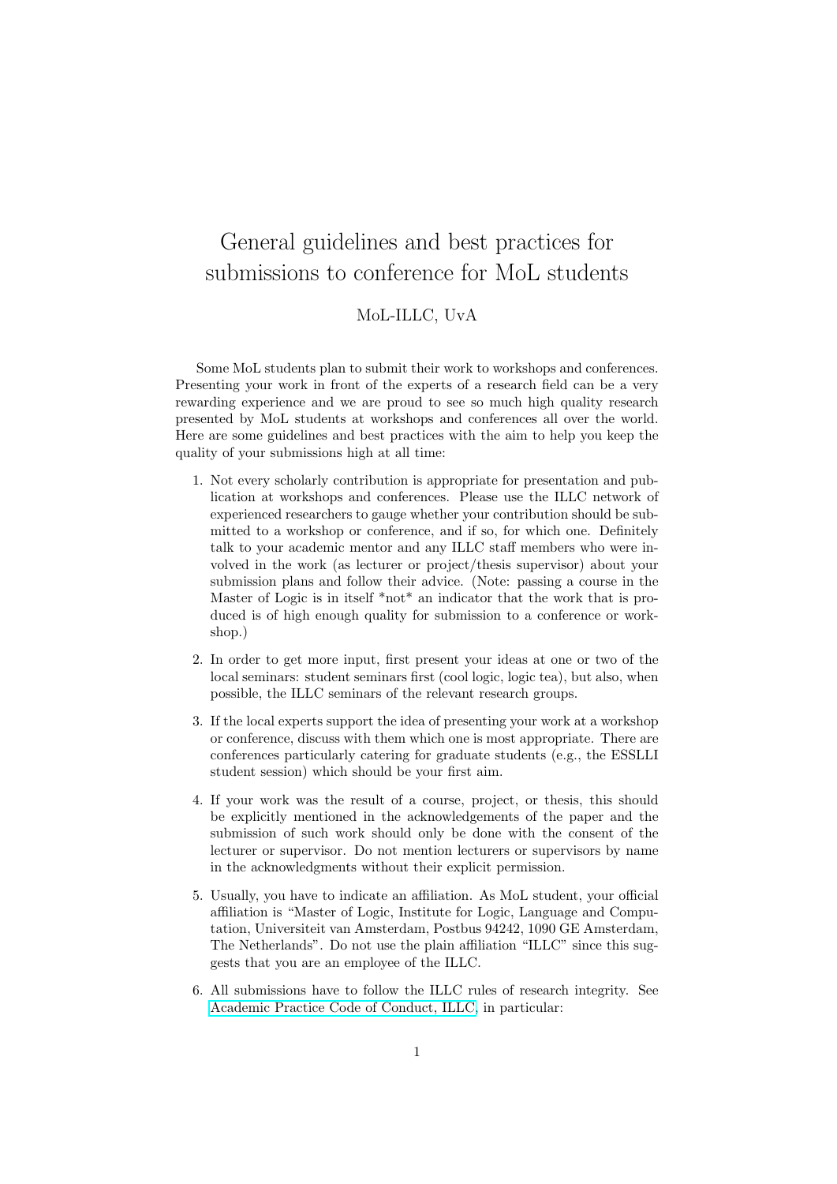# General guidelines and best practices for submissions to conference for MoL students

MoL-ILLC, UvA

Some MoL students plan to submit their work to workshops and conferences. Presenting your work in front of the experts of a research field can be a very rewarding experience and we are proud to see so much high quality research presented by MoL students at workshops and conferences all over the world. Here are some guidelines and best practices with the aim to help you keep the quality of your submissions high at all time:

1. Not every scholarly contribution is appropriate for presentation and publication at workshops and conferences. Please use the ILLC network of experienced researchers to gauge whether your contribution should be submitted to a workshop or conference, and if so, for which one. Definitely talk to your academic mentor and any ILLC staff members who were involved in the work (as lecturer or project/thesis supervisor) about your submission plans and follow their advice. (Note: passing a course in the Master of Logic is in itself *not* an indicator that the work that is produced is of high enough quality for submission to a conference or workshop.)

2. In order to get more input, first present your ideas at one or two of the local seminars: student seminars first (cool logic, logic tea), but also, when possible, the ILLC seminars of the relevant research groups.

3. If the local experts support the idea of presenting your work at a workshop or conference, discuss with them which one is most appropriate. There are conferences particularly catering for graduate students (e.g., the ESSLLI student session) which should be your first aim.

4. If your work was the result of a course, project, or thesis, this should be explicitly mentioned in the acknowledgements of the paper and the submission of such work should only be done with the consent of the lecturer or supervisor. Do not mention lecturers or supervisors by name in the acknowledgments without their explicit permission.

5. Usually, you have to indicate an affiliation. As MoL student, your official affiliation is "Master of Logic, Institute for Logic, Language and Computation, Universiteit van Amsterdam, Postbus 94242, 1090 GE Amsterdam, The Netherlands". Do not use the plain affiliation "ILLC" since this suggests that you are an employee of the ILLC.

6. All submissions have to follow the ILLC rules of research integrity. See Academic Practice Code of Conduct, ILLC, in particular: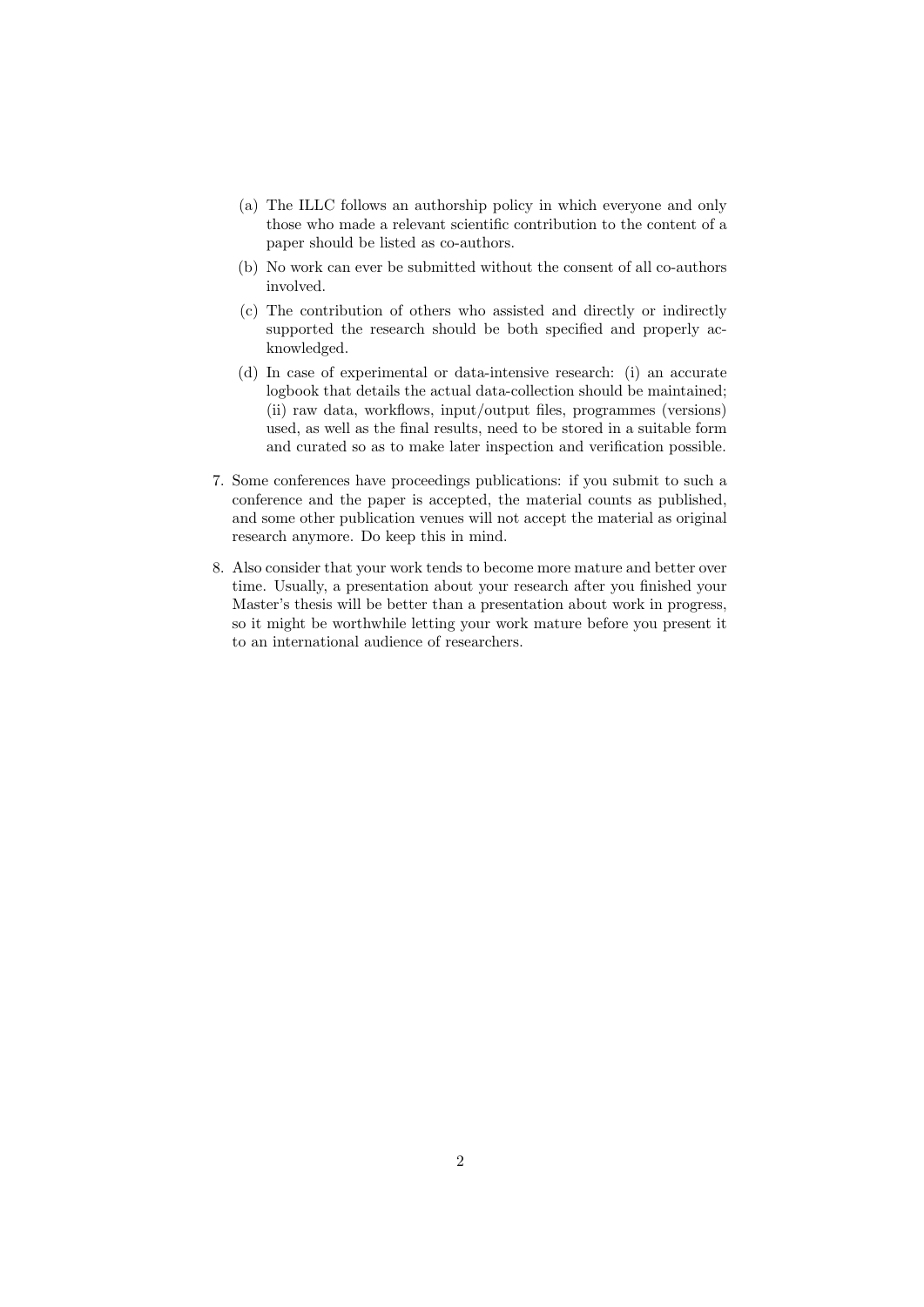(a) The ILLC follows an authorship policy in which everyone and only those who made a relevant scientific contribution to the content of a paper should be listed as co-authors.

(b) No work can ever be submitted without the consent of all co-authors involved.

(c) The contribution of others who assisted and directly or indirectly supported the research should be both specified and properly acknowledged.

(d) In case of experimental or data-intensive research: (i) an accurate logbook that details the actual data-collection should be maintained; (ii) raw data, workflows, input/output files, programmes (versions) used, as well as the final results, need to be stored in a suitable form and curated so as to make later inspection and verification possible.

7. Some conferences have proceedings publications: if you submit to such a conference and the paper is accepted, the material counts as published, and some other publication venues will not accept the material as original research anymore. Do keep this in mind.

8. Also consider that your work tends to become more mature and better over time. Usually, a presentation about your research after you finished your Master's thesis will be better than a presentation about work in progress, so it might be worthwhile letting your work mature before you present it to an international audience of researchers.